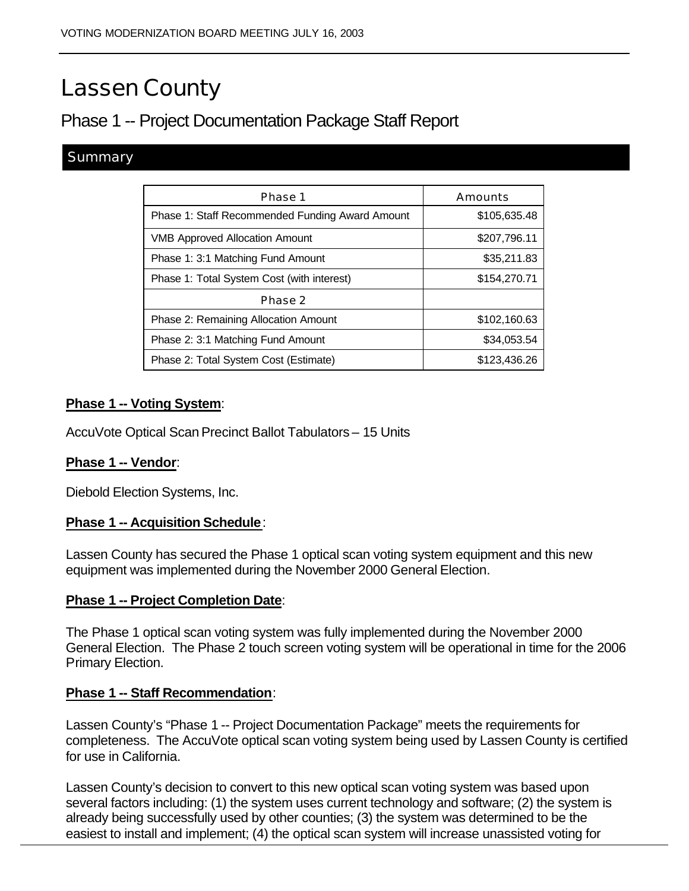# Lassen County

## Phase 1 -- Project Documentation Package Staff Report

### Summary

| Phase 1 | Amounts |
|---|---|
| Phase 1: Staff Recommended Funding Award Amount | $105,635.48 |
| VMB Approved Allocation Amount | $207,796.11 |
| Phase 1: 3:1 Matching Fund Amount | $35,211.83 |
| Phase 1: Total System Cost (with interest) | $154,270.71 |
| **Phase 2** | |
| Phase 2: Remaining Allocation Amount | $102,160.63 |
| Phase 2: 3:1 Matching Fund Amount | $34,053.54 |
| Phase 2: Total System Cost (Estimate) | $123,436.26 |

**Phase 1 -- Voting System**:

AccuVote Optical Scan Precinct Ballot Tabulators – 15 Units

**Phase 1 -- Vendor**:

Diebold Election Systems, Inc.

**Phase 1 -- Acquisition Schedule**:

Lassen County has secured the Phase 1 optical scan voting system equipment and this new equipment was implemented during the November 2000 General Election.

**Phase 1 -- Project Completion Date**:

The Phase 1 optical scan voting system was fully implemented during the November 2000 General Election. The Phase 2 touch screen voting system will be operational in time for the 2006 Primary Election.

**Phase 1 -- Staff Recommendation**:

Lassen County's "Phase 1 -- Project Documentation Package" meets the requirements for completeness. The AccuVote optical scan voting system being used by Lassen County is certified for use in California.

Lassen County's decision to convert to this new optical scan voting system was based upon several factors including: (1) the system uses current technology and software; (2) the system is already being successfully used by other counties; (3) the system was determined to be the easiest to install and implement; (4) the optical scan system will increase unassisted voting for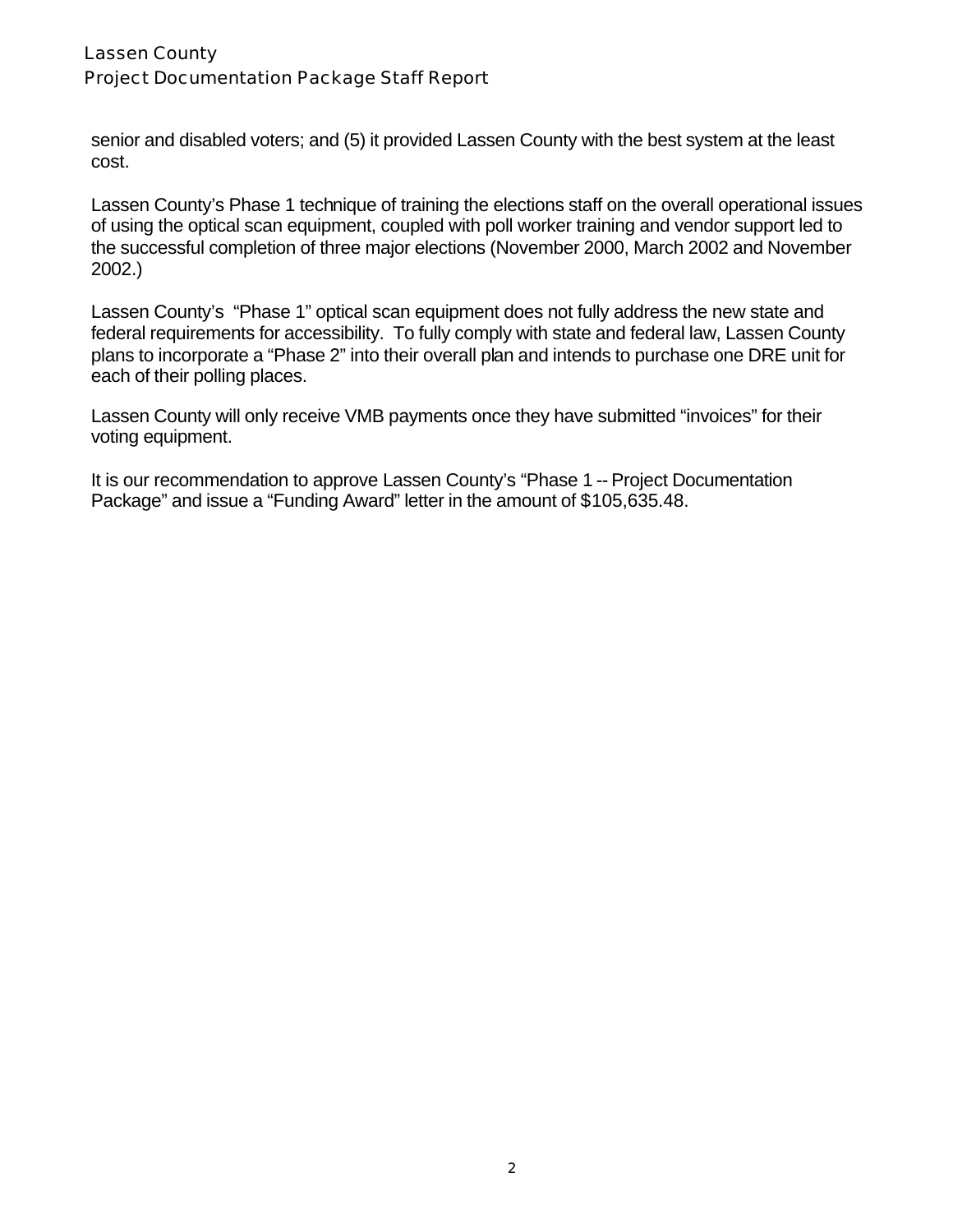senior and disabled voters; and (5) it provided Lassen County with the best system at the least cost.

Lassen County's Phase 1 technique of training the elections staff on the overall operational issues of using the optical scan equipment, coupled with poll worker training and vendor support led to the successful completion of three major elections (November 2000, March 2002 and November 2002.)

Lassen County's "Phase 1" optical scan equipment does not fully address the new state and federal requirements for accessibility. To fully comply with state and federal law, Lassen County plans to incorporate a "Phase 2" into their overall plan and intends to purchase one DRE unit for each of their polling places.

Lassen County will only receive VMB payments once they have submitted "invoices" for their voting equipment.

It is our recommendation to approve Lassen County's "Phase 1 -- Project Documentation Package" and issue a "Funding Award" letter in the amount of $105,635.48.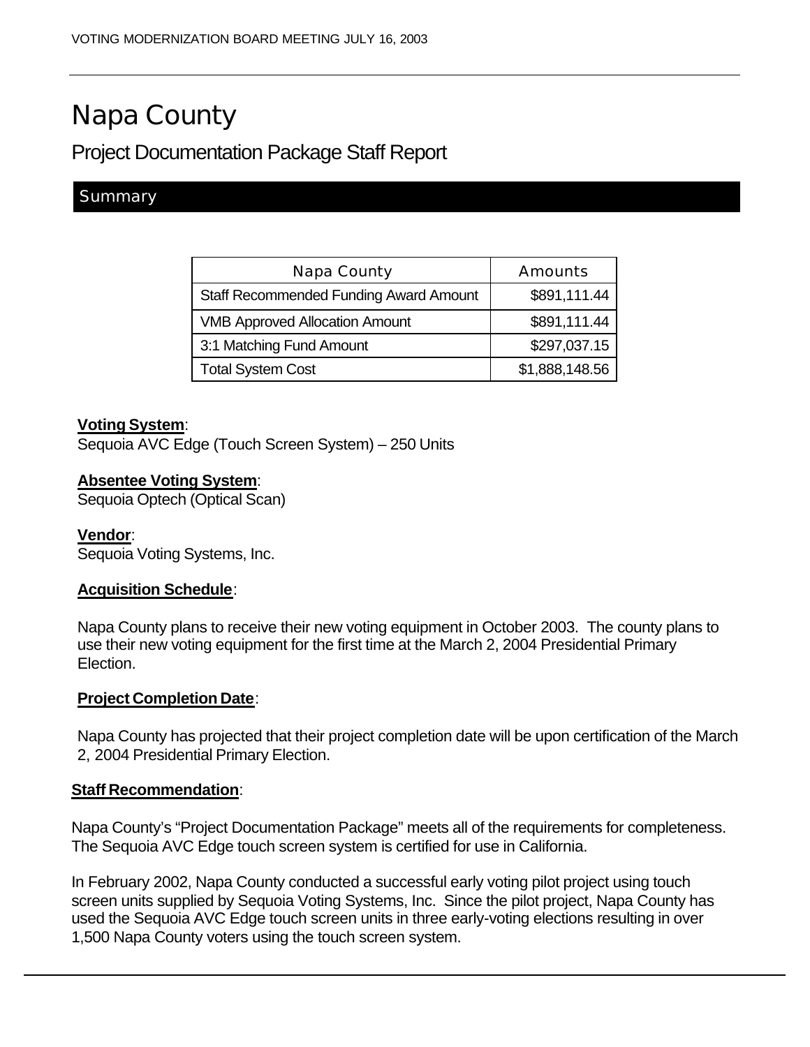# Napa County

## Project Documentation Package Staff Report

### Summary

| Napa County | Amounts |
|---|---|
| Staff Recommended Funding Award Amount | $891,111.44 |
| VMB Approved Allocation Amount | $891,111.44 |
| 3:1 Matching Fund Amount | $297,037.15 |
| Total System Cost | $1,888,148.56 |

**Voting System**:
Sequoia AVC Edge (Touch Screen System) – 250 Units

**Absentee Voting System**:
Sequoia Optech (Optical Scan)

**Vendor**:
Sequoia Voting Systems, Inc.

**Acquisition Schedule**:

Napa County plans to receive their new voting equipment in October 2003. The county plans to use their new voting equipment for the first time at the March 2, 2004 Presidential Primary Election.

**Project Completion Date**:

Napa County has projected that their project completion date will be upon certification of the March 2, 2004 Presidential Primary Election.

**Staff Recommendation**:

Napa County's "Project Documentation Package" meets all of the requirements for completeness. The Sequoia AVC Edge touch screen system is certified for use in California.

In February 2002, Napa County conducted a successful early voting pilot project using touch screen units supplied by Sequoia Voting Systems, Inc. Since the pilot project, Napa County has used the Sequoia AVC Edge touch screen units in three early-voting elections resulting in over 1,500 Napa County voters using the touch screen system.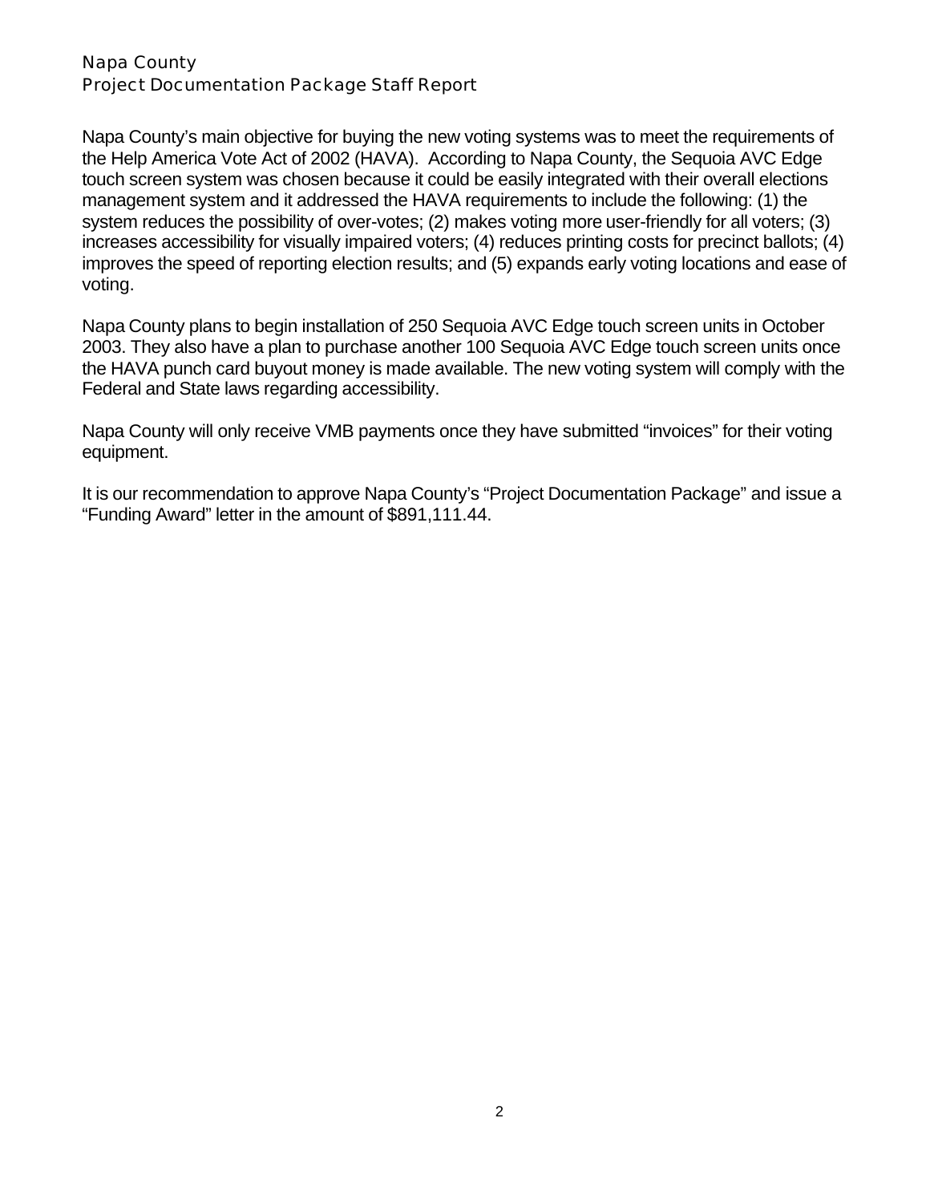Napa County
Project Documentation Package Staff Report

Napa County's main objective for buying the new voting systems was to meet the requirements of the Help America Vote Act of 2002 (HAVA). According to Napa County, the Sequoia AVC Edge touch screen system was chosen because it could be easily integrated with their overall elections management system and it addressed the HAVA requirements to include the following: (1) the system reduces the possibility of over-votes; (2) makes voting more user-friendly for all voters; (3) increases accessibility for visually impaired voters; (4) reduces printing costs for precinct ballots; (4) improves the speed of reporting election results; and (5) expands early voting locations and ease of voting.

Napa County plans to begin installation of 250 Sequoia AVC Edge touch screen units in October 2003. They also have a plan to purchase another 100 Sequoia AVC Edge touch screen units once the HAVA punch card buyout money is made available. The new voting system will comply with the Federal and State laws regarding accessibility.

Napa County will only receive VMB payments once they have submitted "invoices" for their voting equipment.

It is our recommendation to approve Napa County's "Project Documentation Package" and issue a "Funding Award" letter in the amount of $891,111.44.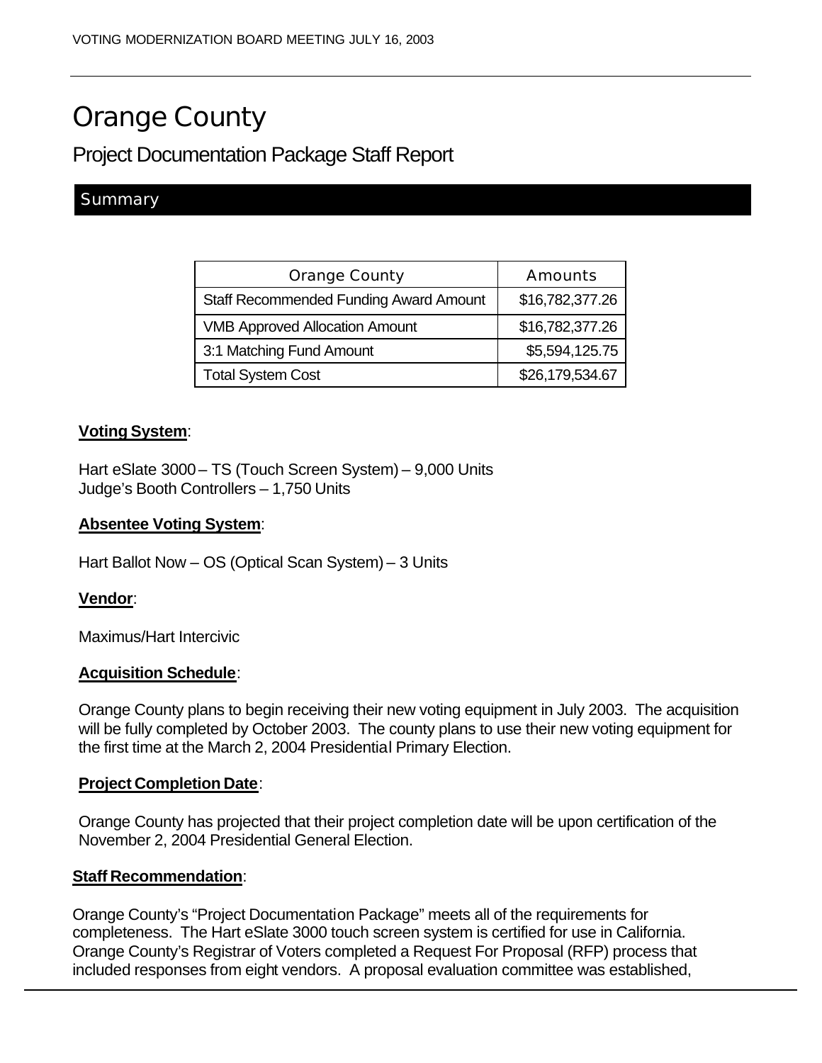# Orange County

## Project Documentation Package Staff Report

### Summary

| Orange County | Amounts |
| --- | --- |
| Staff Recommended Funding Award Amount | $16,782,377.26 |
| VMB Approved Allocation Amount | $16,782,377.26 |
| 3:1 Matching Fund Amount | $5,594,125.75 |
| Total System Cost | $26,179,534.67 |

**Voting System**:

Hart eSlate 3000 – TS (Touch Screen System) – 9,000 Units
Judge's Booth Controllers – 1,750 Units

**Absentee Voting System**:

Hart Ballot Now – OS (Optical Scan System) – 3 Units

**Vendor**:

Maximus/Hart Intercivic

**Acquisition Schedule**:

Orange County plans to begin receiving their new voting equipment in July 2003. The acquisition will be fully completed by October 2003. The county plans to use their new voting equipment for the first time at the March 2, 2004 Presidential Primary Election.

**Project Completion Date**:

Orange County has projected that their project completion date will be upon certification of the November 2, 2004 Presidential General Election.

**Staff Recommendation**:

Orange County's "Project Documentation Package" meets all of the requirements for completeness. The Hart eSlate 3000 touch screen system is certified for use in California. Orange County's Registrar of Voters completed a Request For Proposal (RFP) process that included responses from eight vendors. A proposal evaluation committee was established,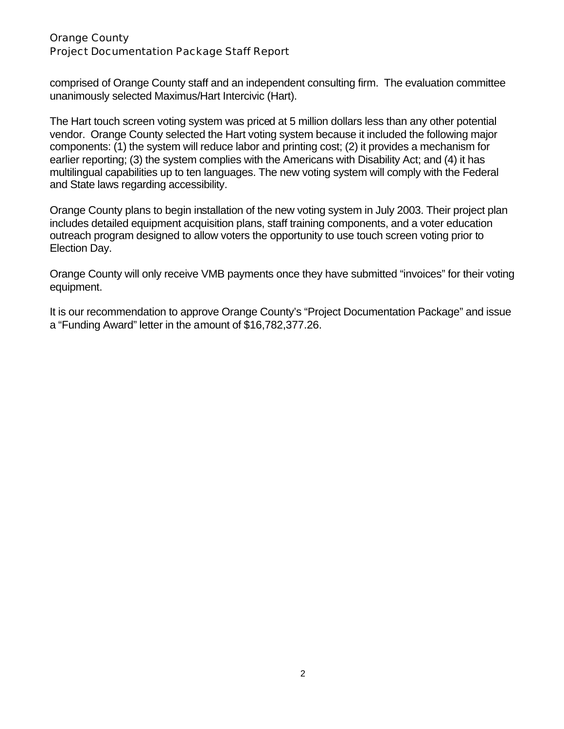comprised of Orange County staff and an independent consulting firm. The evaluation committee unanimously selected Maximus/Hart Intercivic (Hart).

The Hart touch screen voting system was priced at 5 million dollars less than any other potential vendor. Orange County selected the Hart voting system because it included the following major components: (1) the system will reduce labor and printing cost; (2) it provides a mechanism for earlier reporting; (3) the system complies with the Americans with Disability Act; and (4) it has multilingual capabilities up to ten languages. The new voting system will comply with the Federal and State laws regarding accessibility.

Orange County plans to begin installation of the new voting system in July 2003. Their project plan includes detailed equipment acquisition plans, staff training components, and a voter education outreach program designed to allow voters the opportunity to use touch screen voting prior to Election Day.

Orange County will only receive VMB payments once they have submitted "invoices" for their voting equipment.

It is our recommendation to approve Orange County's "Project Documentation Package" and issue a "Funding Award" letter in the amount of $16,782,377.26.